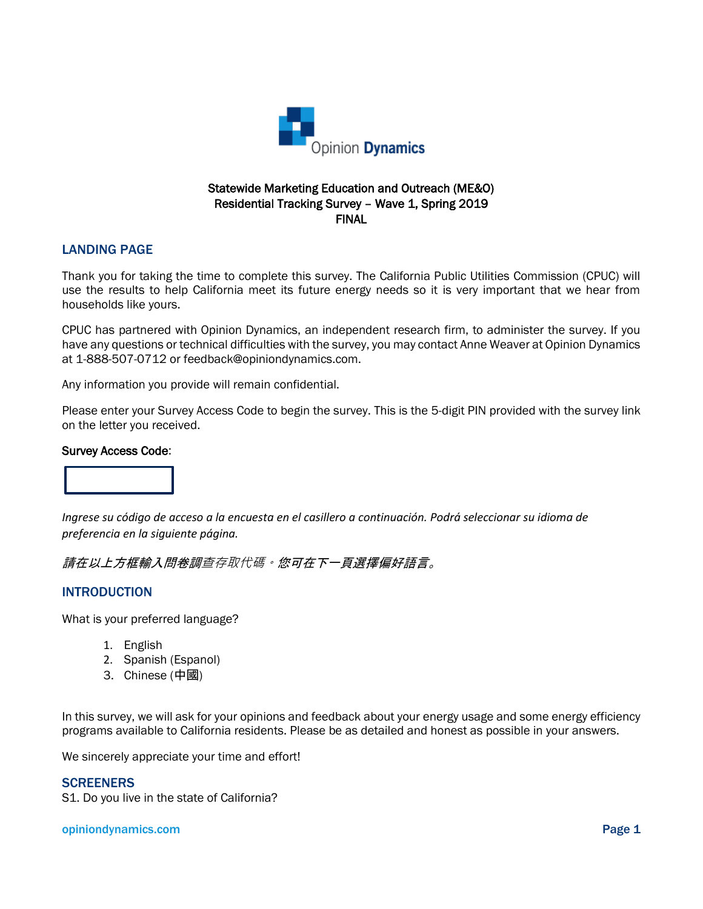Statewide Marketing Education and Outreach (ME&O)
Residential Tracking Survey – Wave 1, Spring 2019
FINAL

## LANDING PAGE

Thank you for taking the time to complete this survey. The California Public Utilities Commission (CPUC) will use the results to help California meet its future energy needs so it is very important that we hear from households like yours.

CPUC has partnered with Opinion Dynamics, an independent research firm, to administer the survey. If you have any questions or technical difficulties with the survey, you may contact Anne Weaver at Opinion Dynamics at 1-888-507-0712 or feedback@opiniondynamics.com.

Any information you provide will remain confidential.

Please enter your Survey Access Code to begin the survey. This is the 5-digit PIN provided with the survey link on the letter you received.

Survey Access Code:

*Ingrese su código de acceso a la encuesta en el casillero a continuación. Podrá seleccionar su idioma de preferencia en la siguiente página.*

*請在以上方框輸入問卷調查存取代碼。您可在下一頁選擇偏好語言。*

## INTRODUCTION

What is your preferred language?

1. English
2. Spanish (Espanol)
3. Chinese (中國)

In this survey, we will ask for your opinions and feedback about your energy usage and some energy efficiency programs available to California residents. Please be as detailed and honest as possible in your answers.

We sincerely appreciate your time and effort!

## SCREENERS

S1. Do you live in the state of California?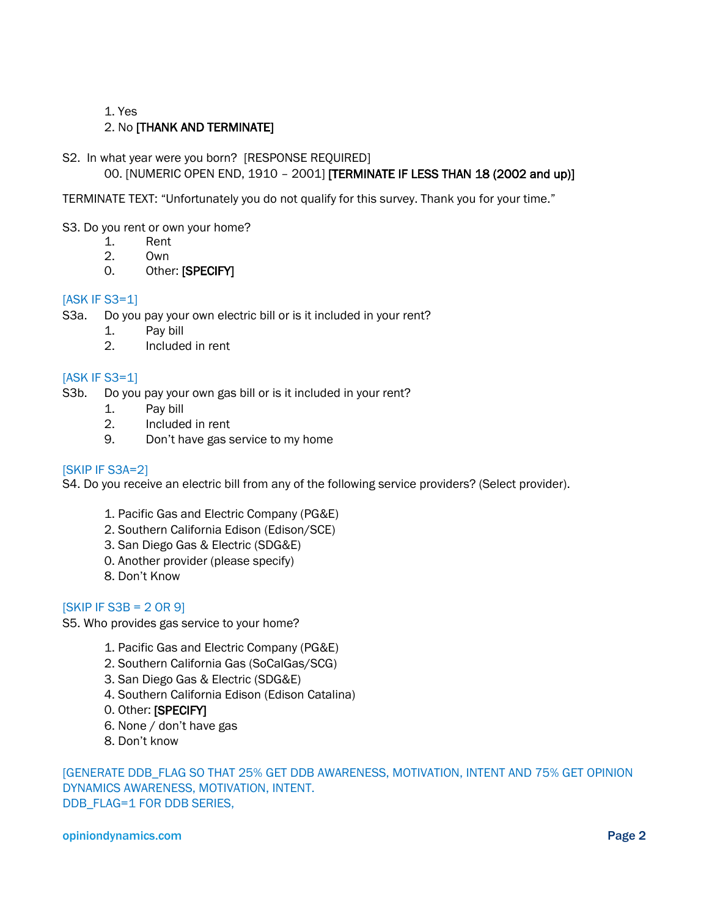1. Yes
2. No **[THANK AND TERMINATE]**

S2. In what year were you born? [RESPONSE REQUIRED]

00. [NUMERIC OPEN END, 1910 – 2001] **[TERMINATE IF LESS THAN 18 (2002 and up)]**

TERMINATE TEXT: "Unfortunately you do not qualify for this survey. Thank you for your time."

S3. Do you rent or own your home?

1. Rent
2. Own
0. Other: **[SPECIFY]**

[ASK IF S3=1]

S3a. Do you pay your own electric bill or is it included in your rent?

1. Pay bill
2. Included in rent

[ASK IF S3=1]

S3b. Do you pay your own gas bill or is it included in your rent?

1. Pay bill
2. Included in rent
9. Don't have gas service to my home

[SKIP IF S3A=2]

S4. Do you receive an electric bill from any of the following service providers? (Select provider).

1. Pacific Gas and Electric Company (PG&E)
2. Southern California Edison (Edison/SCE)
3. San Diego Gas & Electric (SDG&E)
0. Another provider (please specify)
8. Don't Know

[SKIP IF S3B = 2 OR 9]

S5. Who provides gas service to your home?

1. Pacific Gas and Electric Company (PG&E)
2. Southern California Gas (SoCalGas/SCG)
3. San Diego Gas & Electric (SDG&E)
4. Southern California Edison (Edison Catalina)
0. Other: **[SPECIFY]**
6. None / don't have gas
8. Don't know

[GENERATE DDB_FLAG SO THAT 25% GET DDB AWARENESS, MOTIVATION, INTENT AND 75% GET OPINION DYNAMICS AWARENESS, MOTIVATION, INTENT.
DDB_FLAG=1 FOR DDB SERIES,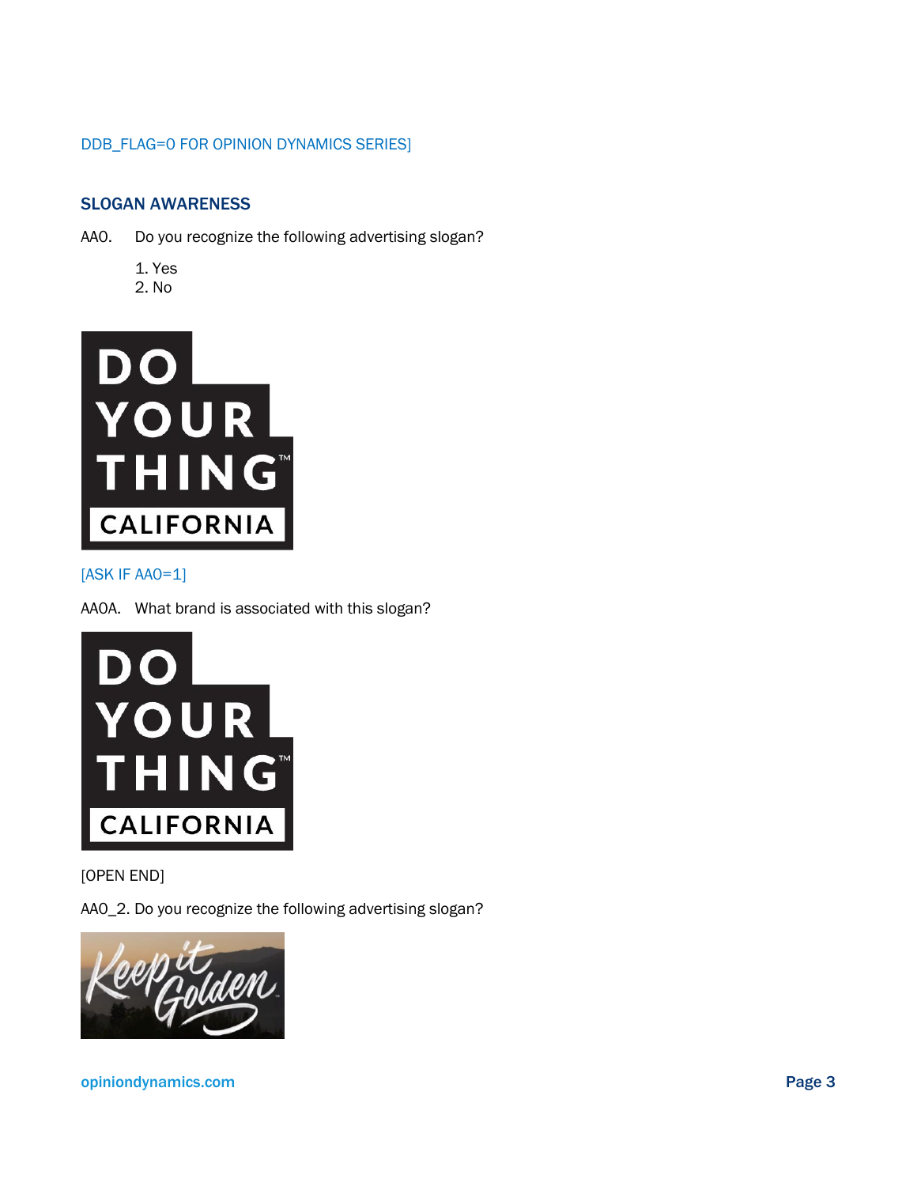DDB_FLAG=0 FOR OPINION DYNAMICS SERIES]

## SLOGAN AWARENESS

AA0. Do you recognize the following advertising slogan?

1. Yes
2. No

[ASK IF AA0=1]

AA0A. What brand is associated with this slogan?

[OPEN END]

AA0_2. Do you recognize the following advertising slogan?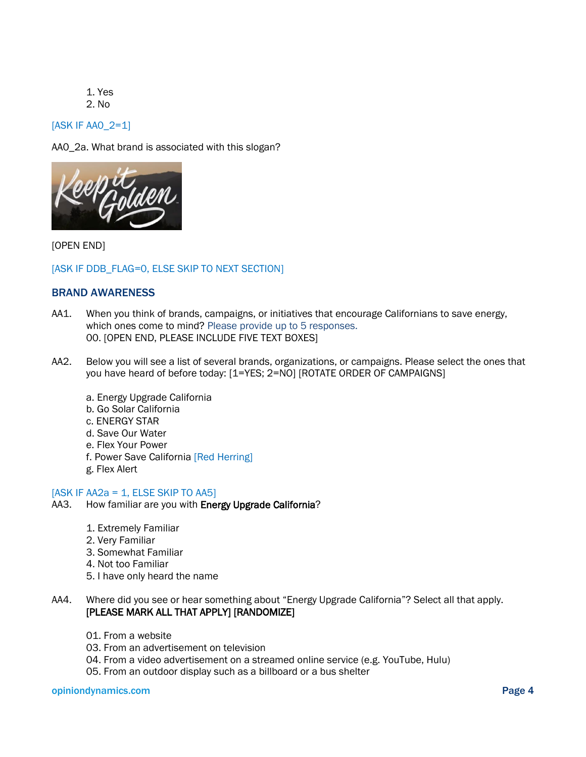1. Yes
2. No

[ASK IF AA0_2=1]

AA0_2a. What brand is associated with this slogan?

[OPEN END]

[ASK IF DDB_FLAG=0, ELSE SKIP TO NEXT SECTION]

## BRAND AWARENESS

AA1. When you think of brands, campaigns, or initiatives that encourage Californians to save energy, which ones come to mind? Please provide up to 5 responses.
00. [OPEN END, PLEASE INCLUDE FIVE TEXT BOXES]

AA2. Below you will see a list of several brands, organizations, or campaigns. Please select the ones that you have heard of before today: [1=YES; 2=NO] [ROTATE ORDER OF CAMPAIGNS]

a. Energy Upgrade California
b. Go Solar California
c. ENERGY STAR
d. Save Our Water
e. Flex Your Power
f. Power Save California [Red Herring]
g. Flex Alert

[ASK IF AA2a = 1, ELSE SKIP TO AA5]
AA3. How familiar are you with **Energy Upgrade California**?

1. Extremely Familiar
2. Very Familiar
3. Somewhat Familiar
4. Not too Familiar
5. I have only heard the name

AA4. Where did you see or hear something about "Energy Upgrade California"? Select all that apply. **[PLEASE MARK ALL THAT APPLY] [RANDOMIZE]**

01. From a website
03. From an advertisement on television
04. From a video advertisement on a streamed online service (e.g. YouTube, Hulu)
05. From an outdoor display such as a billboard or a bus shelter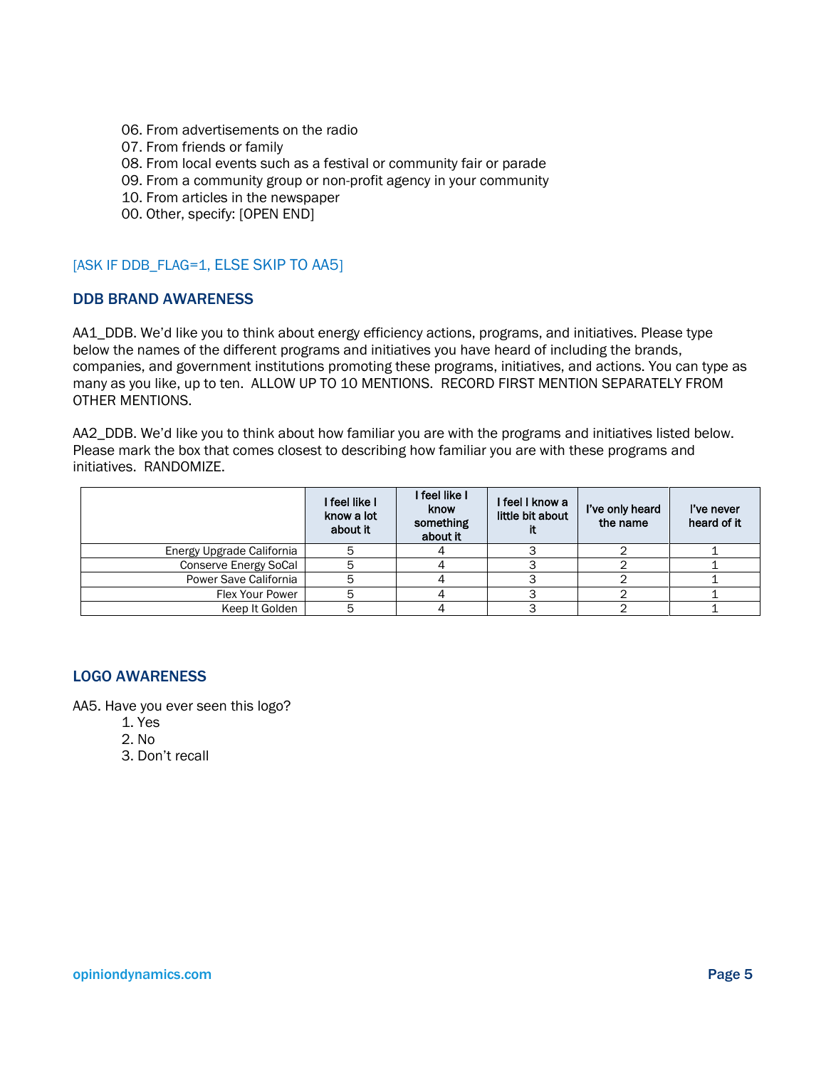06. From advertisements on the radio
07. From friends or family
08. From local events such as a festival or community fair or parade
09. From a community group or non-profit agency in your community
10. From articles in the newspaper
00. Other, specify: [OPEN END]

[ASK IF DDB_FLAG=1, ELSE SKIP TO AA5]

### DDB BRAND AWARENESS

AA1_DDB. We'd like you to think about energy efficiency actions, programs, and initiatives. Please type below the names of the different programs and initiatives you have heard of including the brands, companies, and government institutions promoting these programs, initiatives, and actions. You can type as many as you like, up to ten. ALLOW UP TO 10 MENTIONS. RECORD FIRST MENTION SEPARATELY FROM OTHER MENTIONS.

AA2_DDB. We'd like you to think about how familiar you are with the programs and initiatives listed below. Please mark the box that comes closest to describing how familiar you are with these programs and initiatives. RANDOMIZE.

| | I feel like I know a lot about it | I feel like I know something about it | I feel I know a little bit about it | I've only heard the name | I've never heard of it |
|---|---|---|---|---|---|
| Energy Upgrade California | 5 | 4 | 3 | 2 | 1 |
| Conserve Energy SoCal | 5 | 4 | 3 | 2 | 1 |
| Power Save California | 5 | 4 | 3 | 2 | 1 |
| Flex Your Power | 5 | 4 | 3 | 2 | 1 |
| Keep It Golden | 5 | 4 | 3 | 2 | 1 |

### LOGO AWARENESS

AA5. Have you ever seen this logo?
1. Yes
2. No
3. Don't recall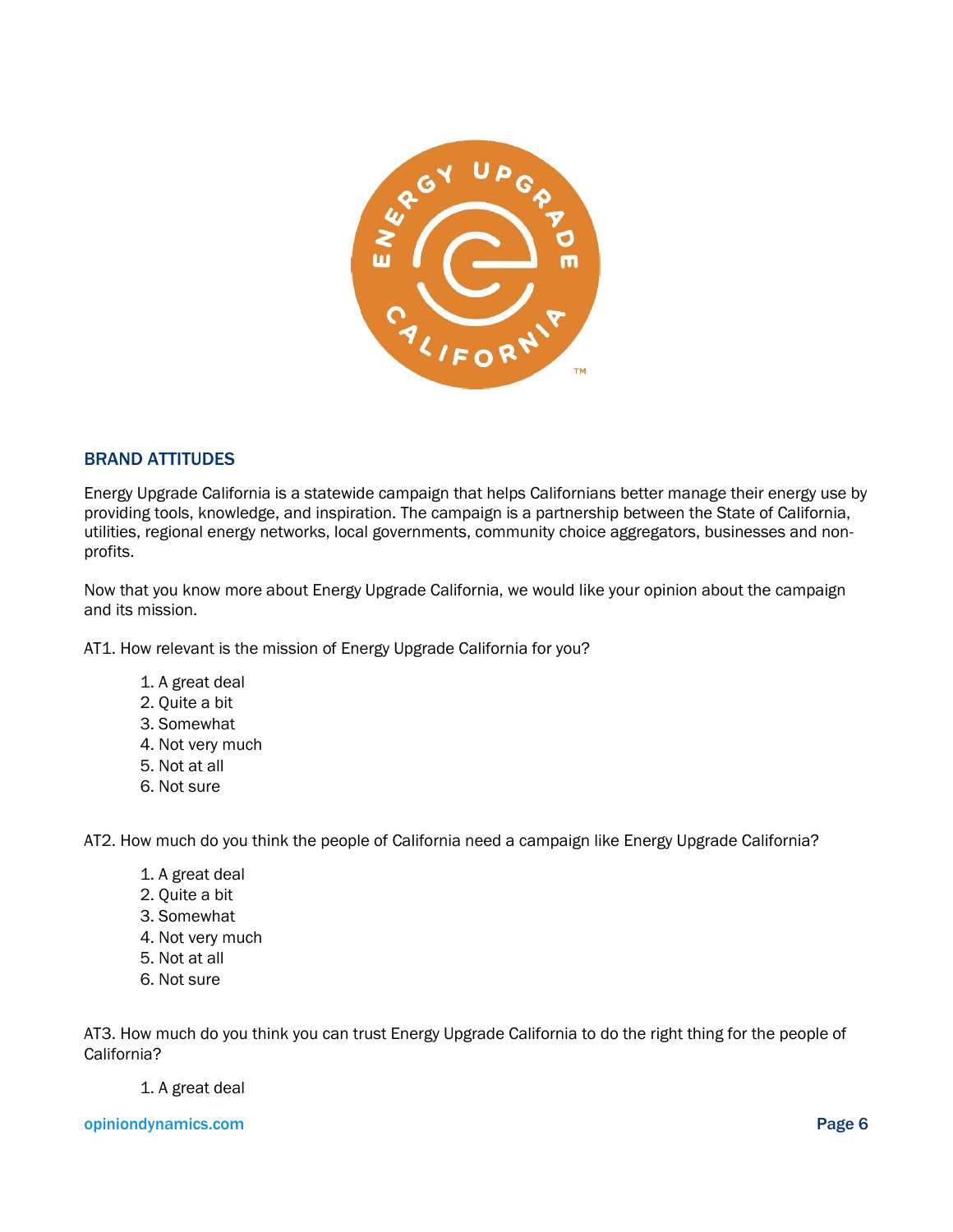## BRAND ATTITUDES

Energy Upgrade California is a statewide campaign that helps Californians better manage their energy use by providing tools, knowledge, and inspiration. The campaign is a partnership between the State of California, utilities, regional energy networks, local governments, community choice aggregators, businesses and non-profits.

Now that you know more about Energy Upgrade California, we would like your opinion about the campaign and its mission.

AT1. How relevant is the mission of Energy Upgrade California for you?

1. A great deal
2. Quite a bit
3. Somewhat
4. Not very much
5. Not at all
6. Not sure

AT2. How much do you think the people of California need a campaign like Energy Upgrade California?

1. A great deal
2. Quite a bit
3. Somewhat
4. Not very much
5. Not at all
6. Not sure

AT3. How much do you think you can trust Energy Upgrade California to do the right thing for the people of California?

1. A great deal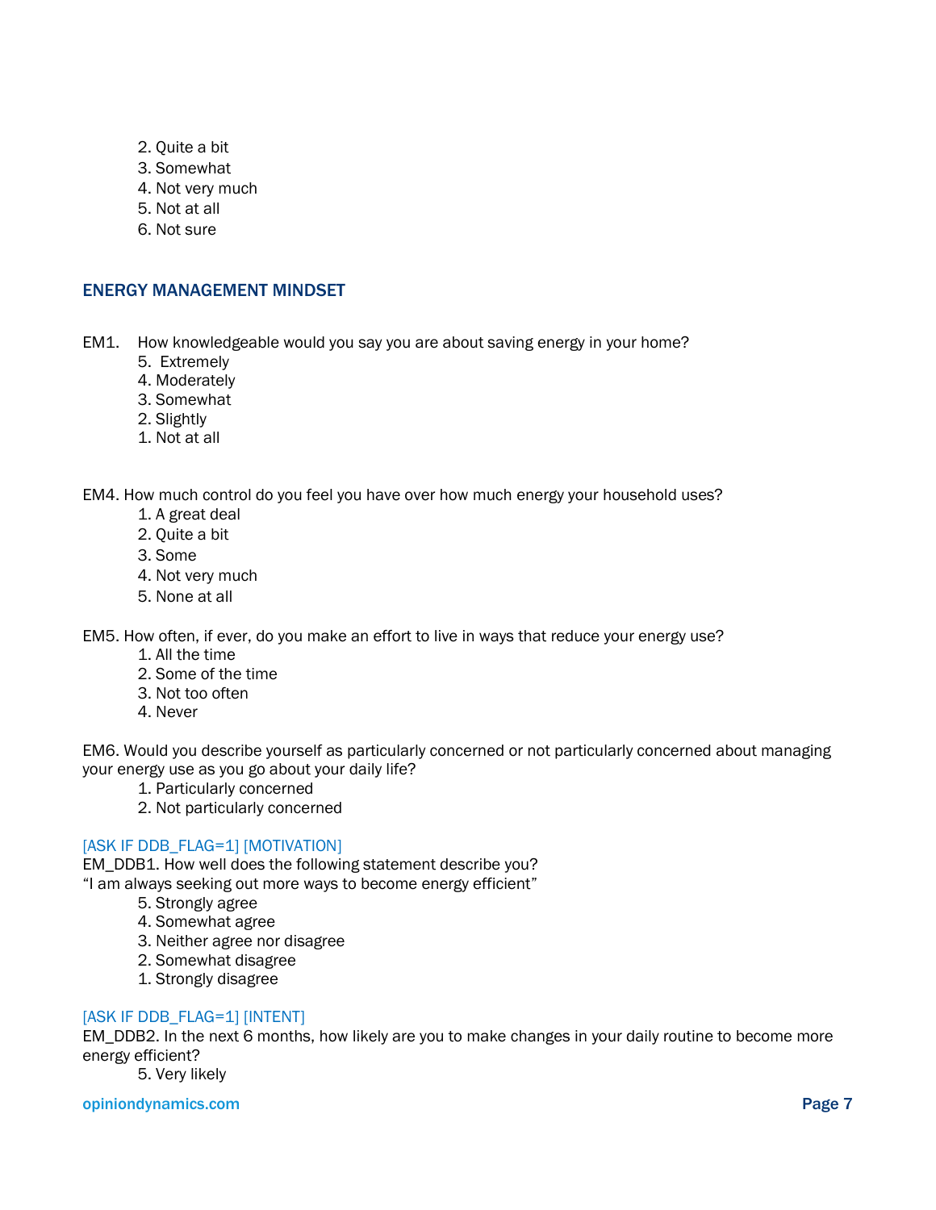2. Quite a bit
3. Somewhat
4. Not very much
5. Not at all
6. Not sure

## ENERGY MANAGEMENT MINDSET

EM1. How knowledgeable would you say you are about saving energy in your home?

5. Extremely
4. Moderately
3. Somewhat
2. Slightly
1. Not at all

EM4. How much control do you feel you have over how much energy your household uses?

1. A great deal
2. Quite a bit
3. Some
4. Not very much
5. None at all

EM5. How often, if ever, do you make an effort to live in ways that reduce your energy use?

1. All the time
2. Some of the time
3. Not too often
4. Never

EM6. Would you describe yourself as particularly concerned or not particularly concerned about managing your energy use as you go about your daily life?

1. Particularly concerned
2. Not particularly concerned

[ASK IF DDB_FLAG=1] [MOTIVATION]
EM_DDB1. How well does the following statement describe you?
"I am always seeking out more ways to become energy efficient"

5. Strongly agree
4. Somewhat agree
3. Neither agree nor disagree
2. Somewhat disagree
1. Strongly disagree

[ASK IF DDB_FLAG=1] [INTENT]
EM_DDB2. In the next 6 months, how likely are you to make changes in your daily routine to become more energy efficient?

5. Very likely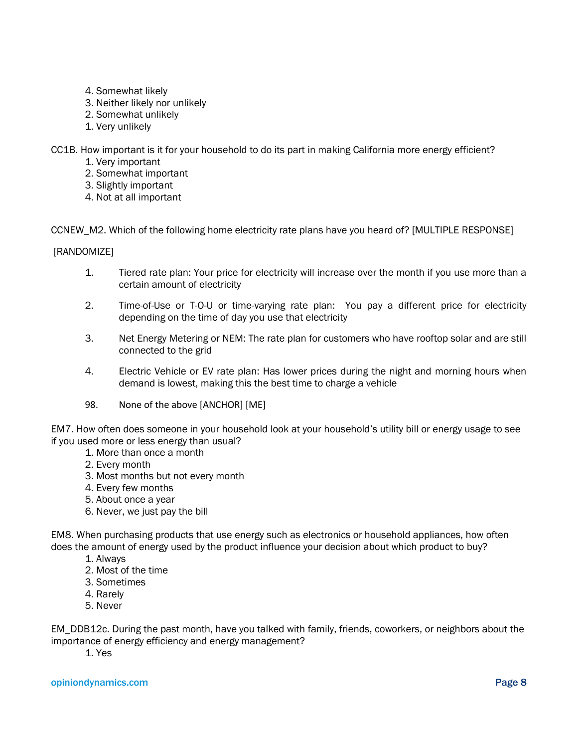4. Somewhat likely
3. Neither likely nor unlikely
2. Somewhat unlikely
1. Very unlikely

CC1B. How important is it for your household to do its part in making California more energy efficient?

1. Very important
2. Somewhat important
3. Slightly important
4. Not at all important

CCNEW_M2. Which of the following home electricity rate plans have you heard of? [MULTIPLE RESPONSE]

[RANDOMIZE]

1. Tiered rate plan: Your price for electricity will increase over the month if you use more than a certain amount of electricity

2. Time-of-Use or T-O-U or time-varying rate plan: You pay a different price for electricity depending on the time of day you use that electricity

3. Net Energy Metering or NEM: The rate plan for customers who have rooftop solar and are still connected to the grid

4. Electric Vehicle or EV rate plan: Has lower prices during the night and morning hours when demand is lowest, making this the best time to charge a vehicle

98. None of the above [ANCHOR] [ME]

EM7. How often does someone in your household look at your household's utility bill or energy usage to see if you used more or less energy than usual?

1. More than once a month
2. Every month
3. Most months but not every month
4. Every few months
5. About once a year
6. Never, we just pay the bill

EM8. When purchasing products that use energy such as electronics or household appliances, how often does the amount of energy used by the product influence your decision about which product to buy?

1. Always
2. Most of the time
3. Sometimes
4. Rarely
5. Never

EM_DDB12c. During the past month, have you talked with family, friends, coworkers, or neighbors about the importance of energy efficiency and energy management?

1. Yes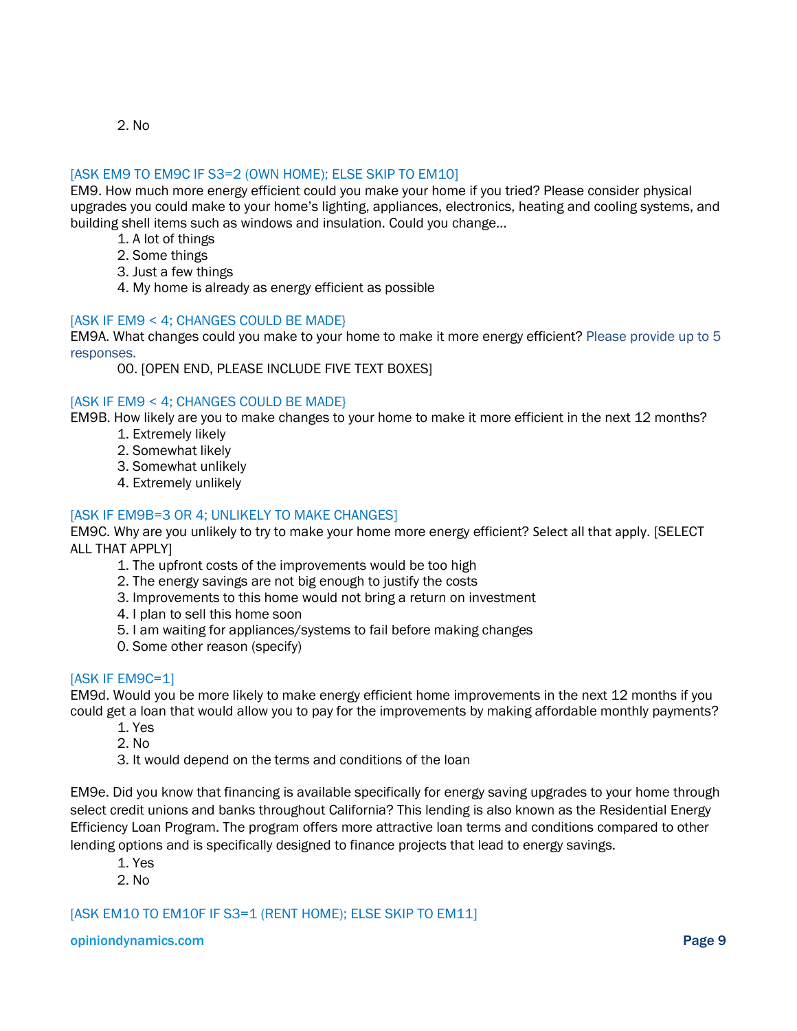2. No

[ASK EM9 TO EM9C IF S3=2 (OWN HOME); ELSE SKIP TO EM10]

EM9. How much more energy efficient could you make your home if you tried? Please consider physical upgrades you could make to your home's lighting, appliances, electronics, heating and cooling systems, and building shell items such as windows and insulation. Could you change…

1. A lot of things
2. Some things
3. Just a few things
4. My home is already as energy efficient as possible

[ASK IF EM9 < 4; CHANGES COULD BE MADE}

EM9A. What changes could you make to your home to make it more energy efficient? Please provide up to 5 responses.

00. [OPEN END, PLEASE INCLUDE FIVE TEXT BOXES]

[ASK IF EM9 < 4; CHANGES COULD BE MADE}

EM9B. How likely are you to make changes to your home to make it more efficient in the next 12 months?

1. Extremely likely
2. Somewhat likely
3. Somewhat unlikely
4. Extremely unlikely

[ASK IF EM9B=3 OR 4; UNLIKELY TO MAKE CHANGES]

EM9C. Why are you unlikely to try to make your home more energy efficient? Select all that apply. [SELECT ALL THAT APPLY]

1. The upfront costs of the improvements would be too high
2. The energy savings are not big enough to justify the costs
3. Improvements to this home would not bring a return on investment
4. I plan to sell this home soon
5. I am waiting for appliances/systems to fail before making changes
0. Some other reason (specify)

[ASK IF EM9C=1]

EM9d. Would you be more likely to make energy efficient home improvements in the next 12 months if you could get a loan that would allow you to pay for the improvements by making affordable monthly payments?

1. Yes
2. No
3. It would depend on the terms and conditions of the loan

EM9e. Did you know that financing is available specifically for energy saving upgrades to your home through select credit unions and banks throughout California? This lending is also known as the Residential Energy Efficiency Loan Program. The program offers more attractive loan terms and conditions compared to other lending options and is specifically designed to finance projects that lead to energy savings.

1. Yes
2. No

[ASK EM10 TO EM10F IF S3=1 (RENT HOME); ELSE SKIP TO EM11]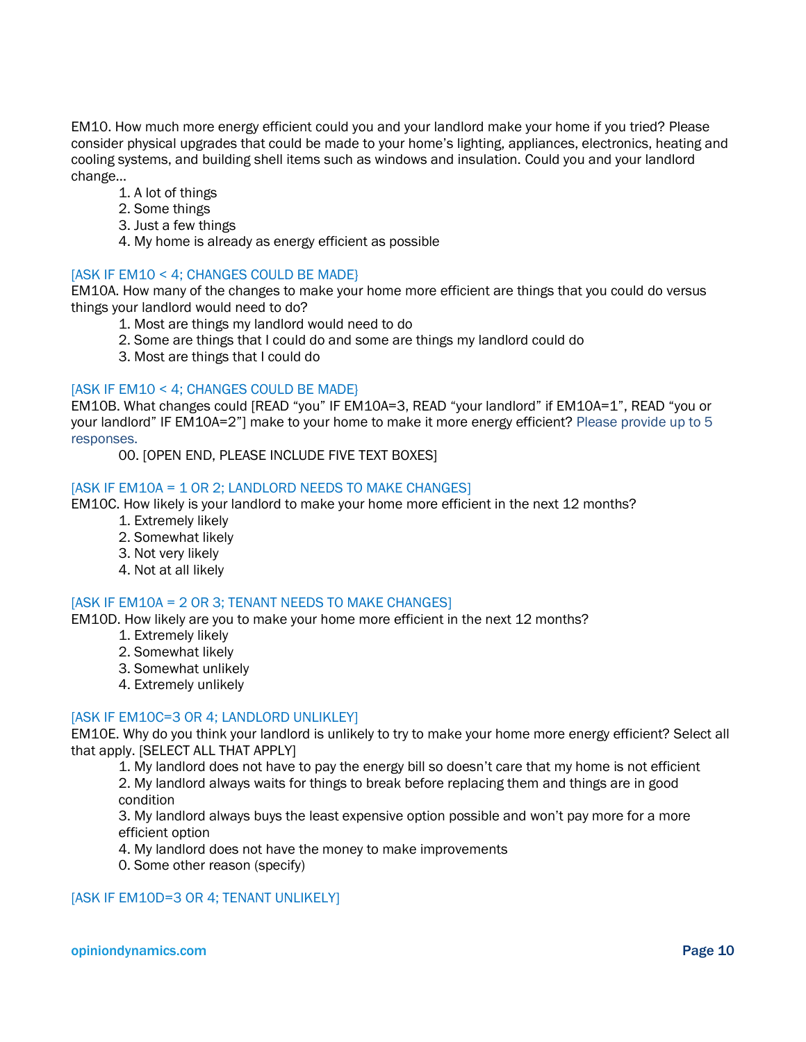EM10. How much more energy efficient could you and your landlord make your home if you tried? Please consider physical upgrades that could be made to your home's lighting, appliances, electronics, heating and cooling systems, and building shell items such as windows and insulation. Could you and your landlord change…

1. A lot of things
2. Some things
3. Just a few things
4. My home is already as energy efficient as possible

[ASK IF EM10 < 4; CHANGES COULD BE MADE}

EM10A. How many of the changes to make your home more efficient are things that you could do versus things your landlord would need to do?

1. Most are things my landlord would need to do
2. Some are things that I could do and some are things my landlord could do
3. Most are things that I could do

[ASK IF EM10 < 4; CHANGES COULD BE MADE}

EM10B. What changes could [READ "you" IF EM10A=3, READ "your landlord" if EM10A=1", READ "you or your landlord" IF EM10A=2"] make to your home to make it more energy efficient? Please provide up to 5 responses.

00. [OPEN END, PLEASE INCLUDE FIVE TEXT BOXES]

[ASK IF EM10A = 1 OR 2; LANDLORD NEEDS TO MAKE CHANGES]

EM10C. How likely is your landlord to make your home more efficient in the next 12 months?

1. Extremely likely
2. Somewhat likely
3. Not very likely
4. Not at all likely

[ASK IF EM10A = 2 OR 3; TENANT NEEDS TO MAKE CHANGES]

EM10D. How likely are you to make your home more efficient in the next 12 months?

1. Extremely likely
2. Somewhat likely
3. Somewhat unlikely
4. Extremely unlikely

[ASK IF EM10C=3 OR 4; LANDLORD UNLIKLEY]

EM10E. Why do you think your landlord is unlikely to try to make your home more energy efficient? Select all that apply. [SELECT ALL THAT APPLY]

1. My landlord does not have to pay the energy bill so doesn't care that my home is not efficient
2. My landlord always waits for things to break before replacing them and things are in good condition
3. My landlord always buys the least expensive option possible and won't pay more for a more efficient option
4. My landlord does not have the money to make improvements

0. Some other reason (specify)

[ASK IF EM10D=3 OR 4; TENANT UNLIKELY]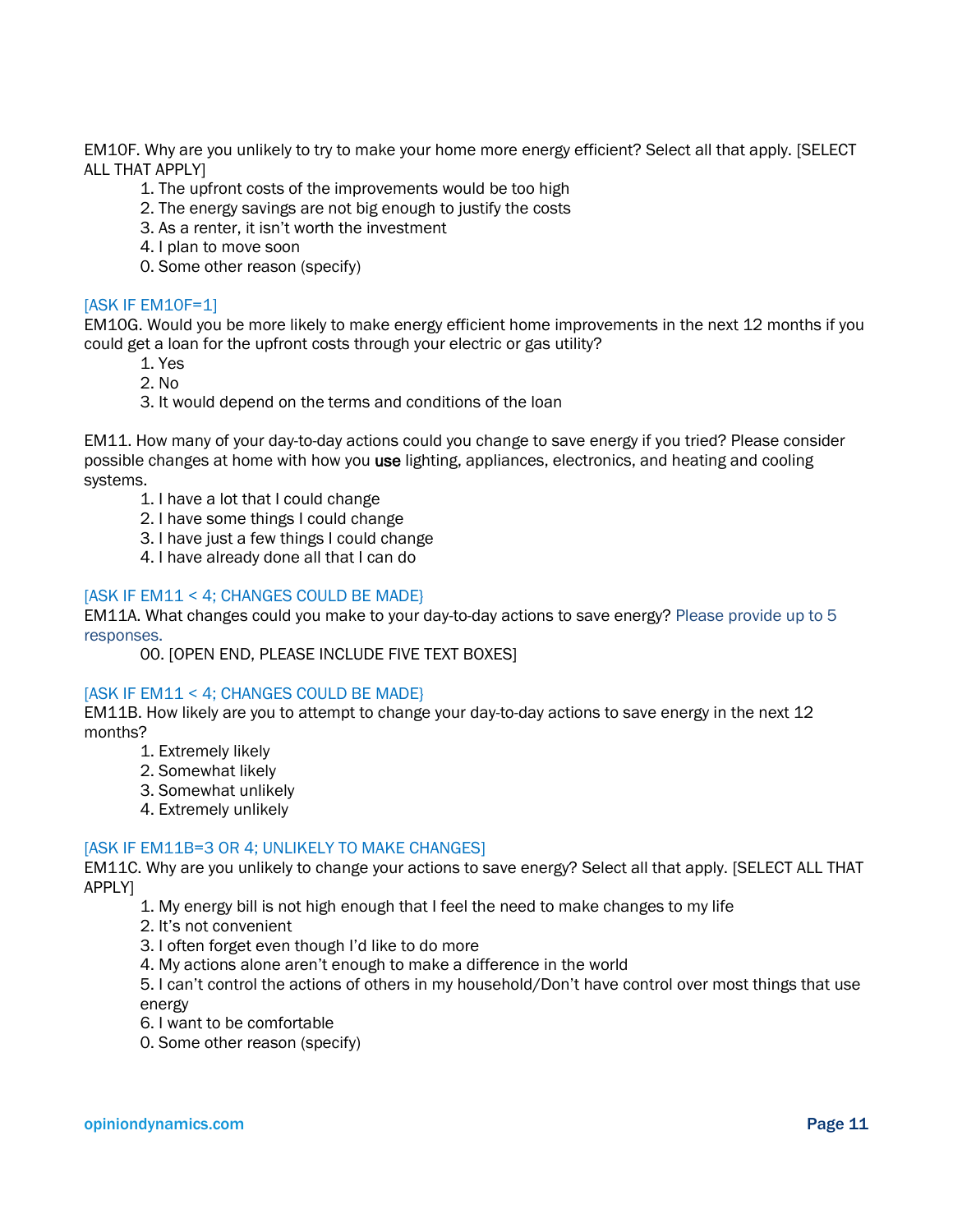EM10F. Why are you unlikely to try to make your home more energy efficient? Select all that apply. [SELECT ALL THAT APPLY]

1. The upfront costs of the improvements would be too high
2. The energy savings are not big enough to justify the costs
3. As a renter, it isn't worth the investment
4. I plan to move soon

0. Some other reason (specify)

[ASK IF EM10F=1]

EM10G. Would you be more likely to make energy efficient home improvements in the next 12 months if you could get a loan for the upfront costs through your electric or gas utility?

1. Yes
2. No
3. It would depend on the terms and conditions of the loan

EM11. How many of your day-to-day actions could you change to save energy if you tried? Please consider possible changes at home with how you **use** lighting, appliances, electronics, and heating and cooling systems.

1. I have a lot that I could change
2. I have some things I could change
3. I have just a few things I could change
4. I have already done all that I can do

[ASK IF EM11 < 4; CHANGES COULD BE MADE}

EM11A. What changes could you make to your day-to-day actions to save energy? Please provide up to 5 responses.

00. [OPEN END, PLEASE INCLUDE FIVE TEXT BOXES]

[ASK IF EM11 < 4; CHANGES COULD BE MADE}

EM11B. How likely are you to attempt to change your day-to-day actions to save energy in the next 12 months?

1. Extremely likely
2. Somewhat likely
3. Somewhat unlikely
4. Extremely unlikely

[ASK IF EM11B=3 OR 4; UNLIKELY TO MAKE CHANGES]

EM11C. Why are you unlikely to change your actions to save energy? Select all that apply. [SELECT ALL THAT APPLY]

1. My energy bill is not high enough that I feel the need to make changes to my life
2. It's not convenient
3. I often forget even though I'd like to do more
4. My actions alone aren't enough to make a difference in the world
5. I can't control the actions of others in my household/Don't have control over most things that use energy
6. I want to be comfortable

0. Some other reason (specify)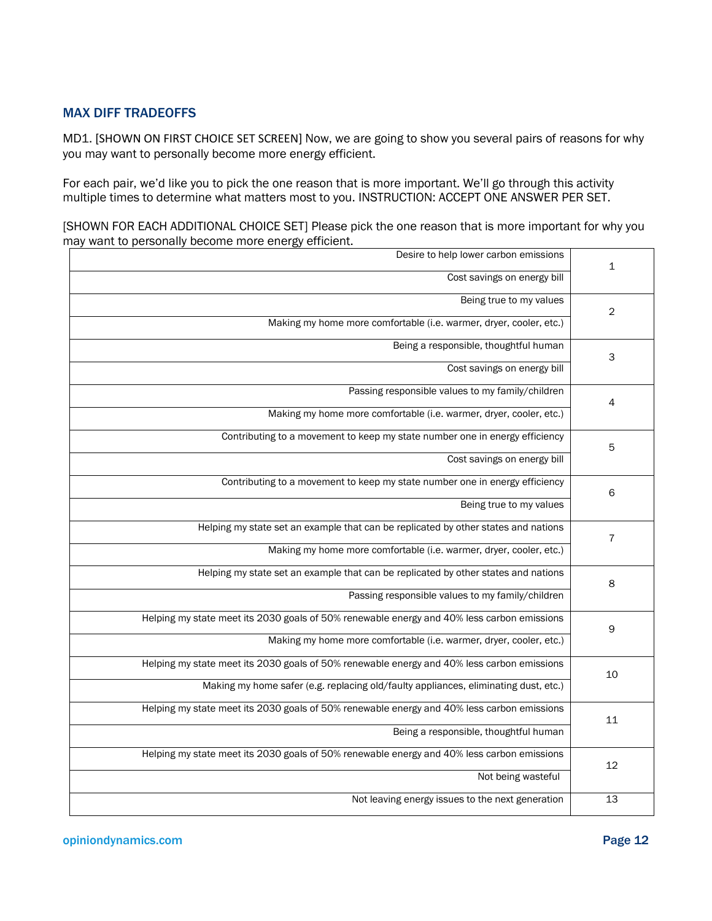### MAX DIFF TRADEOFFS

MD1. [SHOWN ON FIRST CHOICE SET SCREEN] Now, we are going to show you several pairs of reasons for why you may want to personally become more energy efficient.

For each pair, we'd like you to pick the one reason that is more important. We'll go through this activity multiple times to determine what matters most to you. INSTRUCTION: ACCEPT ONE ANSWER PER SET.

[SHOWN FOR EACH ADDITIONAL CHOICE SET] Please pick the one reason that is more important for why you may want to personally become more energy efficient.

| Reason | Set |
|---|---|
| Desire to help lower carbon emissions | 1 |
| Cost savings on energy bill | |
| Being true to my values | 2 |
| Making my home more comfortable (i.e. warmer, dryer, cooler, etc.) | |
| Being a responsible, thoughtful human | 3 |
| Cost savings on energy bill | |
| Passing responsible values to my family/children | 4 |
| Making my home more comfortable (i.e. warmer, dryer, cooler, etc.) | |
| Contributing to a movement to keep my state number one in energy efficiency | 5 |
| Cost savings on energy bill | |
| Contributing to a movement to keep my state number one in energy efficiency | 6 |
| Being true to my values | |
| Helping my state set an example that can be replicated by other states and nations | 7 |
| Making my home more comfortable (i.e. warmer, dryer, cooler, etc.) | |
| Helping my state set an example that can be replicated by other states and nations | 8 |
| Passing responsible values to my family/children | |
| Helping my state meet its 2030 goals of 50% renewable energy and 40% less carbon emissions | 9 |
| Making my home more comfortable (i.e. warmer, dryer, cooler, etc.) | |
| Helping my state meet its 2030 goals of 50% renewable energy and 40% less carbon emissions | 10 |
| Making my home safer (e.g. replacing old/faulty appliances, eliminating dust, etc.) | |
| Helping my state meet its 2030 goals of 50% renewable energy and 40% less carbon emissions | 11 |
| Being a responsible, thoughtful human | |
| Helping my state meet its 2030 goals of 50% renewable energy and 40% less carbon emissions | 12 |
| Not being wasteful | |
| Not leaving energy issues to the next generation | 13 |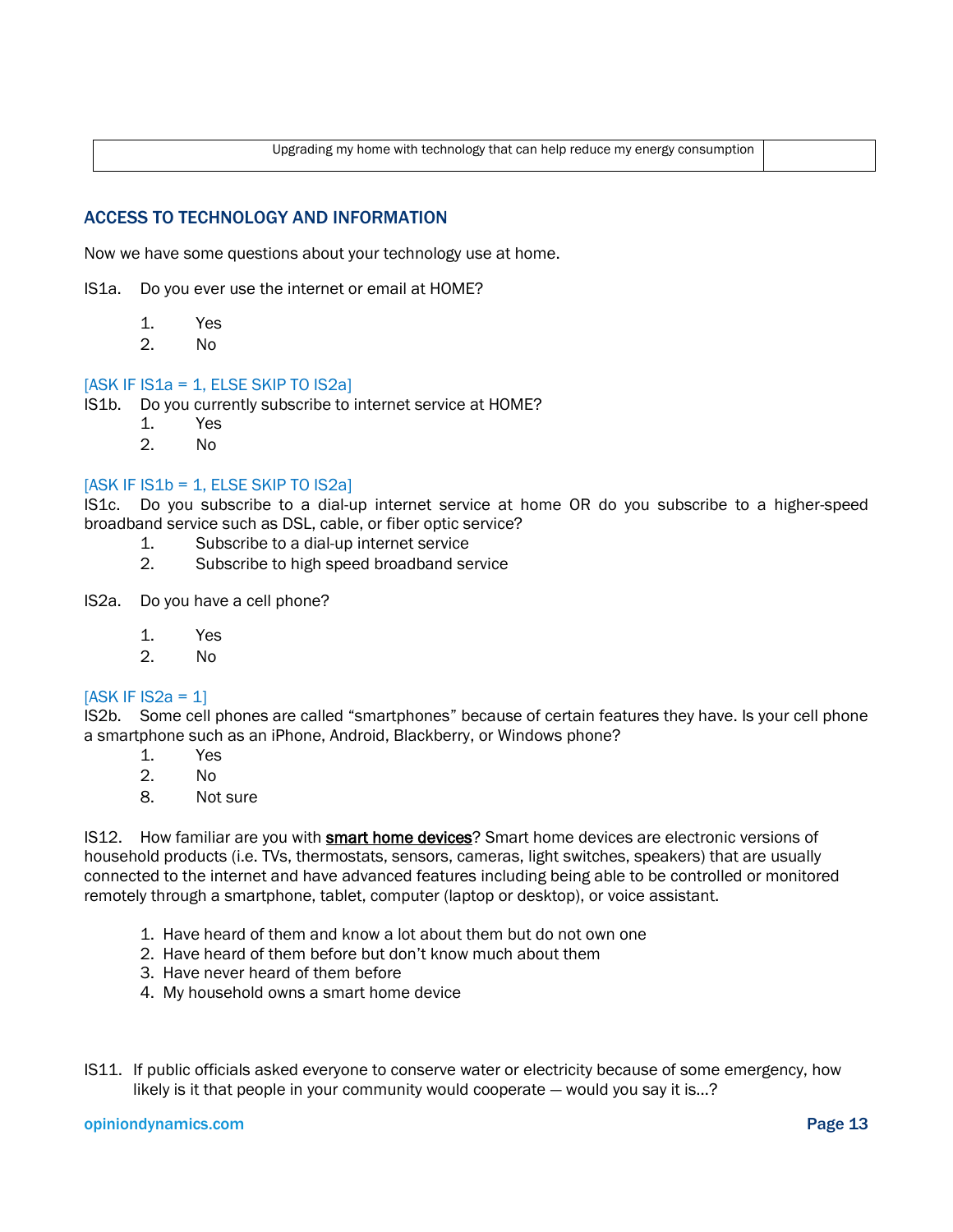| Upgrading my home with technology that can help reduce my energy consumption | |
|---|---|

## ACCESS TO TECHNOLOGY AND INFORMATION

Now we have some questions about your technology use at home.

IS1a. Do you ever use the internet or email at HOME?

1. Yes
2. No

[ASK IF IS1a = 1, ELSE SKIP TO IS2a]

IS1b. Do you currently subscribe to internet service at HOME?

1. Yes
2. No

[ASK IF IS1b = 1, ELSE SKIP TO IS2a]

IS1c. Do you subscribe to a dial-up internet service at home OR do you subscribe to a higher-speed broadband service such as DSL, cable, or fiber optic service?

1. Subscribe to a dial-up internet service
2. Subscribe to high speed broadband service

IS2a. Do you have a cell phone?

1. Yes
2. No

[ASK IF IS2a = 1]

IS2b. Some cell phones are called “smartphones” because of certain features they have. Is your cell phone a smartphone such as an iPhone, Android, Blackberry, or Windows phone?

1. Yes
2. No
8. Not sure

IS12. How familiar are you with **smart home devices**? Smart home devices are electronic versions of household products (i.e. TVs, thermostats, sensors, cameras, light switches, speakers) that are usually connected to the internet and have advanced features including being able to be controlled or monitored remotely through a smartphone, tablet, computer (laptop or desktop), or voice assistant.

1. Have heard of them and know a lot about them but do not own one
2. Have heard of them before but don’t know much about them
3. Have never heard of them before
4. My household owns a smart home device

IS11. If public officials asked everyone to conserve water or electricity because of some emergency, how likely is it that people in your community would cooperate — would you say it is...?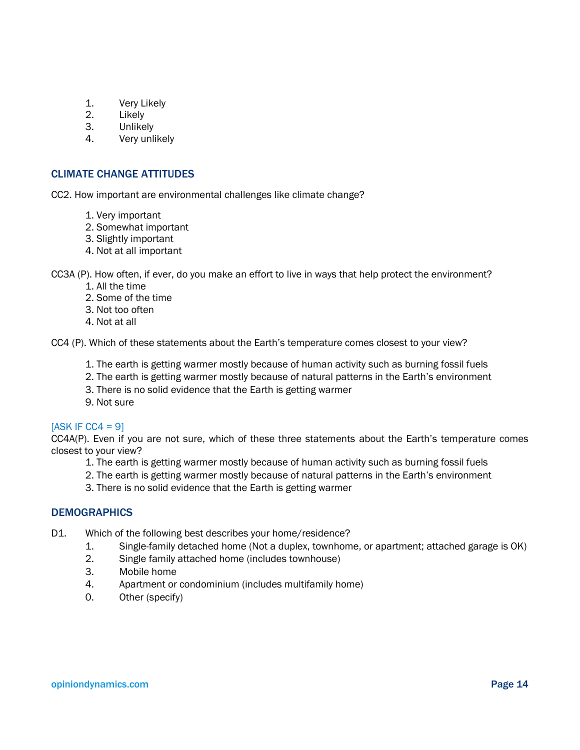1. Very Likely
2. Likely
3. Unlikely
4. Very unlikely

## CLIMATE CHANGE ATTITUDES

CC2. How important are environmental challenges like climate change?

1. Very important
2. Somewhat important
3. Slightly important
4. Not at all important

CC3A (P). How often, if ever, do you make an effort to live in ways that help protect the environment?

1. All the time
2. Some of the time
3. Not too often
4. Not at all

CC4 (P). Which of these statements about the Earth's temperature comes closest to your view?

1. The earth is getting warmer mostly because of human activity such as burning fossil fuels
2. The earth is getting warmer mostly because of natural patterns in the Earth's environment
3. There is no solid evidence that the Earth is getting warmer
9. Not sure

[ASK IF CC4 = 9]
CC4A(P). Even if you are not sure, which of these three statements about the Earth's temperature comes closest to your view?

1. The earth is getting warmer mostly because of human activity such as burning fossil fuels
2. The earth is getting warmer mostly because of natural patterns in the Earth's environment
3. There is no solid evidence that the Earth is getting warmer

## DEMOGRAPHICS

D1. Which of the following best describes your home/residence?

1. Single-family detached home (Not a duplex, townhome, or apartment; attached garage is OK)
2. Single family attached home (includes townhouse)
3. Mobile home
4. Apartment or condominium (includes multifamily home)
0. Other (specify)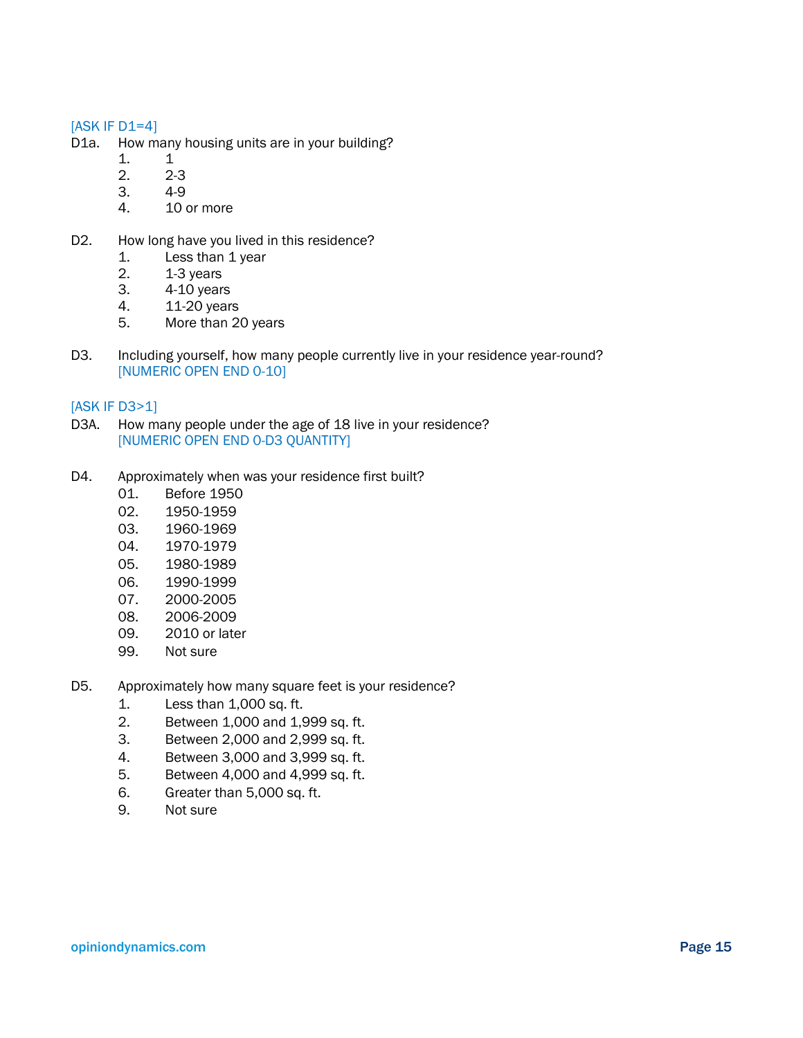[ASK IF D1=4]

D1a. How many housing units are in your building?

1. 1
2. 2-3
3. 4-9
4. 10 or more

D2. How long have you lived in this residence?

1. Less than 1 year
2. 1-3 years
3. 4-10 years
4. 11-20 years
5. More than 20 years

D3. Including yourself, how many people currently live in your residence year-round?
[NUMERIC OPEN END 0-10]

[ASK IF D3>1]

D3A. How many people under the age of 18 live in your residence?
[NUMERIC OPEN END 0-D3 QUANTITY]

D4. Approximately when was your residence first built?

01. Before 1950
02. 1950-1959
03. 1960-1969
04. 1970-1979
05. 1980-1989
06. 1990-1999
07. 2000-2005
08. 2006-2009
09. 2010 or later
99. Not sure

D5. Approximately how many square feet is your residence?

1. Less than 1,000 sq. ft.
2. Between 1,000 and 1,999 sq. ft.
3. Between 2,000 and 2,999 sq. ft.
4. Between 3,000 and 3,999 sq. ft.
5. Between 4,000 and 4,999 sq. ft.
6. Greater than 5,000 sq. ft.
9. Not sure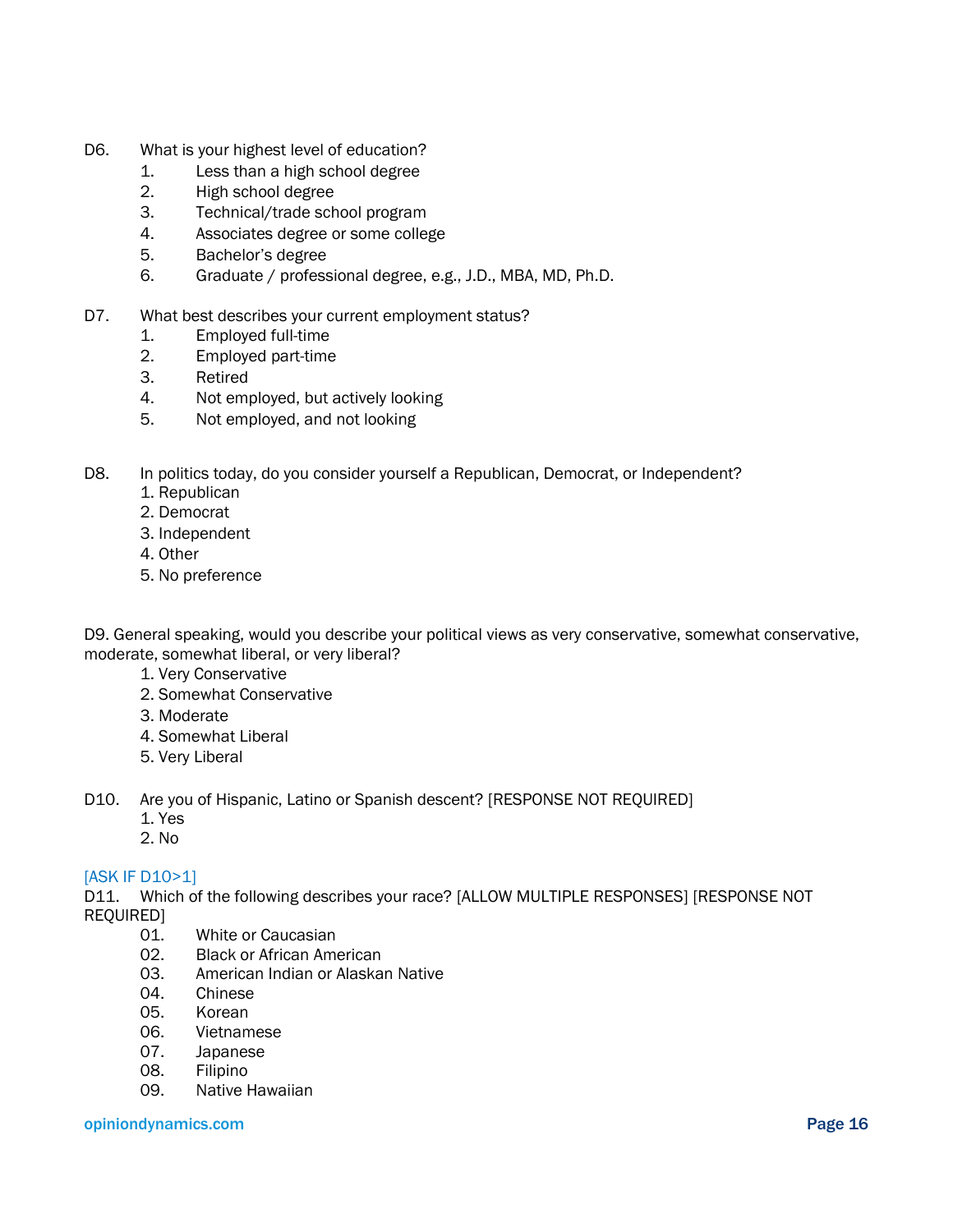D6. What is your highest level of education?

1. Less than a high school degree
2. High school degree
3. Technical/trade school program
4. Associates degree or some college
5. Bachelor's degree
6. Graduate / professional degree, e.g., J.D., MBA, MD, Ph.D.

D7. What best describes your current employment status?

1. Employed full-time
2. Employed part-time
3. Retired
4. Not employed, but actively looking
5. Not employed, and not looking

D8. In politics today, do you consider yourself a Republican, Democrat, or Independent?

1. Republican
2. Democrat
3. Independent
4. Other
5. No preference

D9. General speaking, would you describe your political views as very conservative, somewhat conservative, moderate, somewhat liberal, or very liberal?

1. Very Conservative
2. Somewhat Conservative
3. Moderate
4. Somewhat Liberal
5. Very Liberal

D10. Are you of Hispanic, Latino or Spanish descent? [RESPONSE NOT REQUIRED]

1. Yes
2. No

[ASK IF D10>1]

D11. Which of the following describes your race? [ALLOW MULTIPLE RESPONSES] [RESPONSE NOT REQUIRED]

01. White or Caucasian
02. Black or African American
03. American Indian or Alaskan Native
04. Chinese
05. Korean
06. Vietnamese
07. Japanese
08. Filipino
09. Native Hawaiian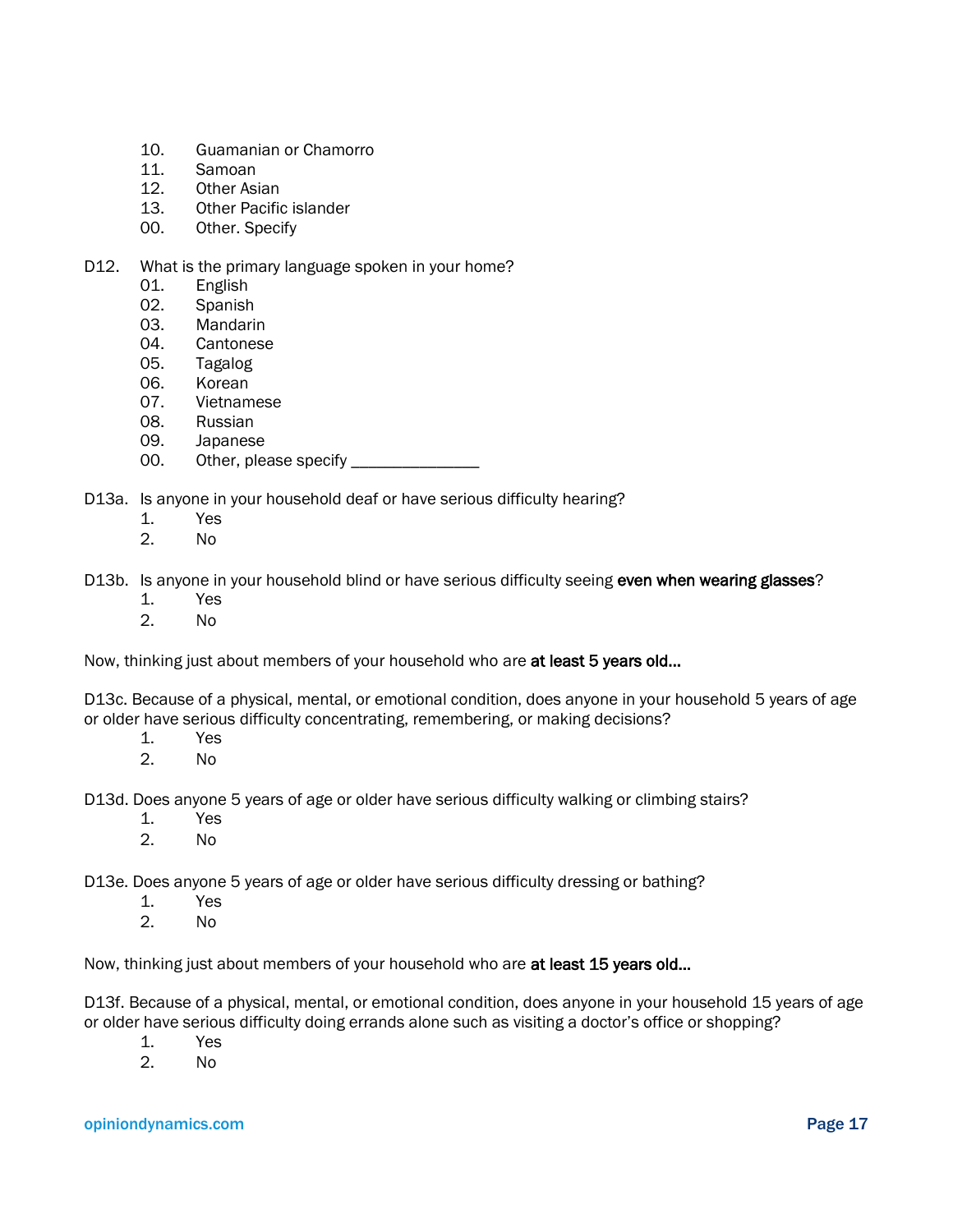10. Guamanian or Chamorro
11. Samoan
12. Other Asian
13. Other Pacific islander
00. Other. Specify

D12. What is the primary language spoken in your home?

01. English
02. Spanish
03. Mandarin
04. Cantonese
05. Tagalog
06. Korean
07. Vietnamese
08. Russian
09. Japanese
00. Other, please specify _______________

D13a. Is anyone in your household deaf or have serious difficulty hearing?

1. Yes
2. No

D13b. Is anyone in your household blind or have serious difficulty seeing **even when wearing glasses**?

1. Yes
2. No

Now, thinking just about members of your household who are **at least 5 years old…**

D13c. Because of a physical, mental, or emotional condition, does anyone in your household 5 years of age or older have serious difficulty concentrating, remembering, or making decisions?

1. Yes
2. No

D13d. Does anyone 5 years of age or older have serious difficulty walking or climbing stairs?

1. Yes
2. No

D13e. Does anyone 5 years of age or older have serious difficulty dressing or bathing?

1. Yes
2. No

Now, thinking just about members of your household who are **at least 15 years old…**

D13f. Because of a physical, mental, or emotional condition, does anyone in your household 15 years of age or older have serious difficulty doing errands alone such as visiting a doctor's office or shopping?

1. Yes
2. No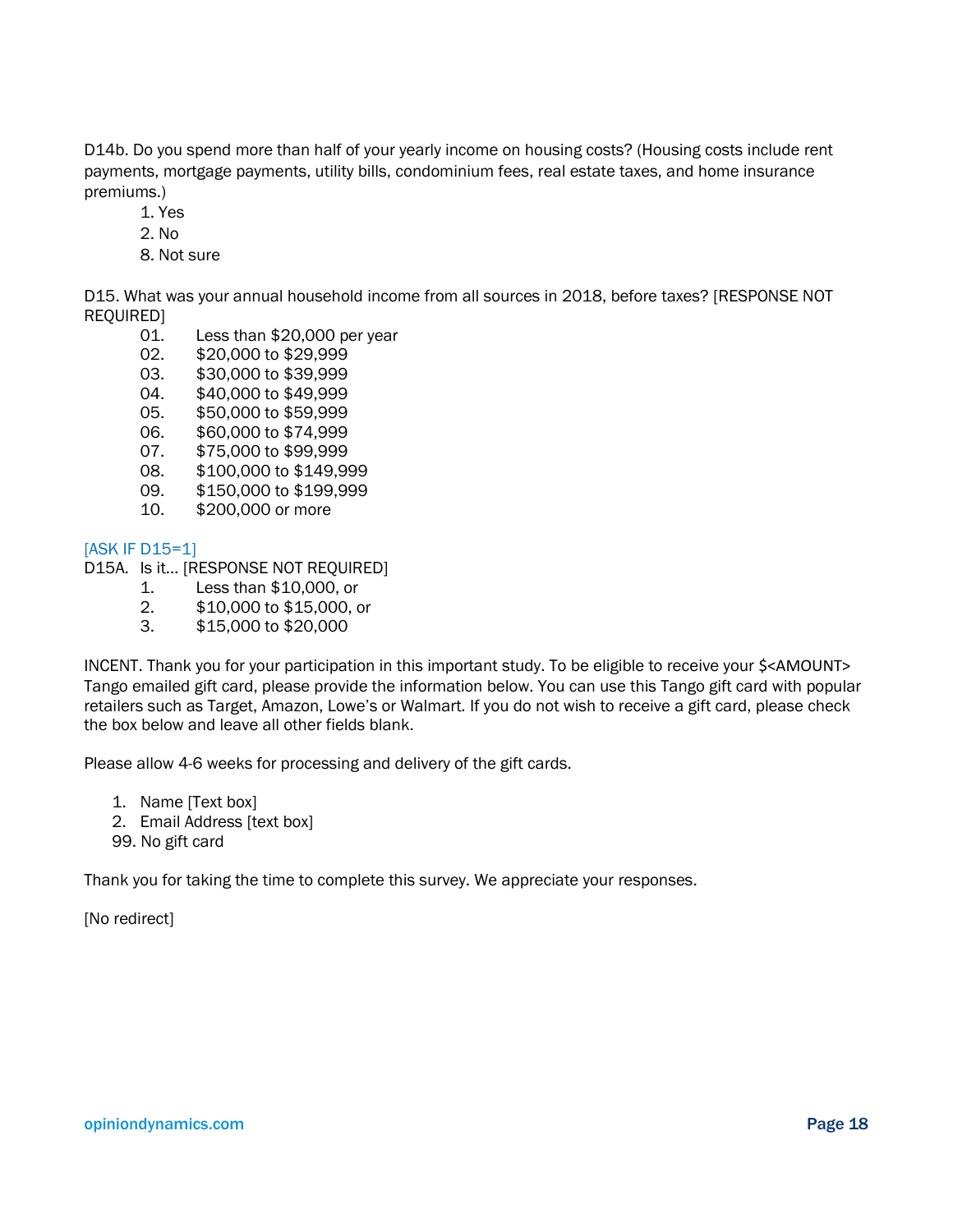D14b. Do you spend more than half of your yearly income on housing costs? (Housing costs include rent payments, mortgage payments, utility bills, condominium fees, real estate taxes, and home insurance premiums.)

1. Yes
2. No
8. Not sure

D15. What was your annual household income from all sources in 2018, before taxes? [RESPONSE NOT REQUIRED]

01. Less than $20,000 per year
02. $20,000 to $29,999
03. $30,000 to $39,999
04. $40,000 to $49,999
05. $50,000 to $59,999
06. $60,000 to $74,999
07. $75,000 to $99,999
08. $100,000 to $149,999
09. $150,000 to $199,999
10. $200,000 or more

[ASK IF D15=1]

D15A. Is it… [RESPONSE NOT REQUIRED]

1. Less than $10,000, or
2. $10,000 to $15,000, or
3. $15,000 to $20,000

INCENT. Thank you for your participation in this important study. To be eligible to receive your $<AMOUNT> Tango emailed gift card, please provide the information below. You can use this Tango gift card with popular retailers such as Target, Amazon, Lowe's or Walmart. If you do not wish to receive a gift card, please check the box below and leave all other fields blank.

Please allow 4-6 weeks for processing and delivery of the gift cards.

1. Name [Text box]
2. Email Address [text box]
99. No gift card

Thank you for taking the time to complete this survey. We appreciate your responses.

[No redirect]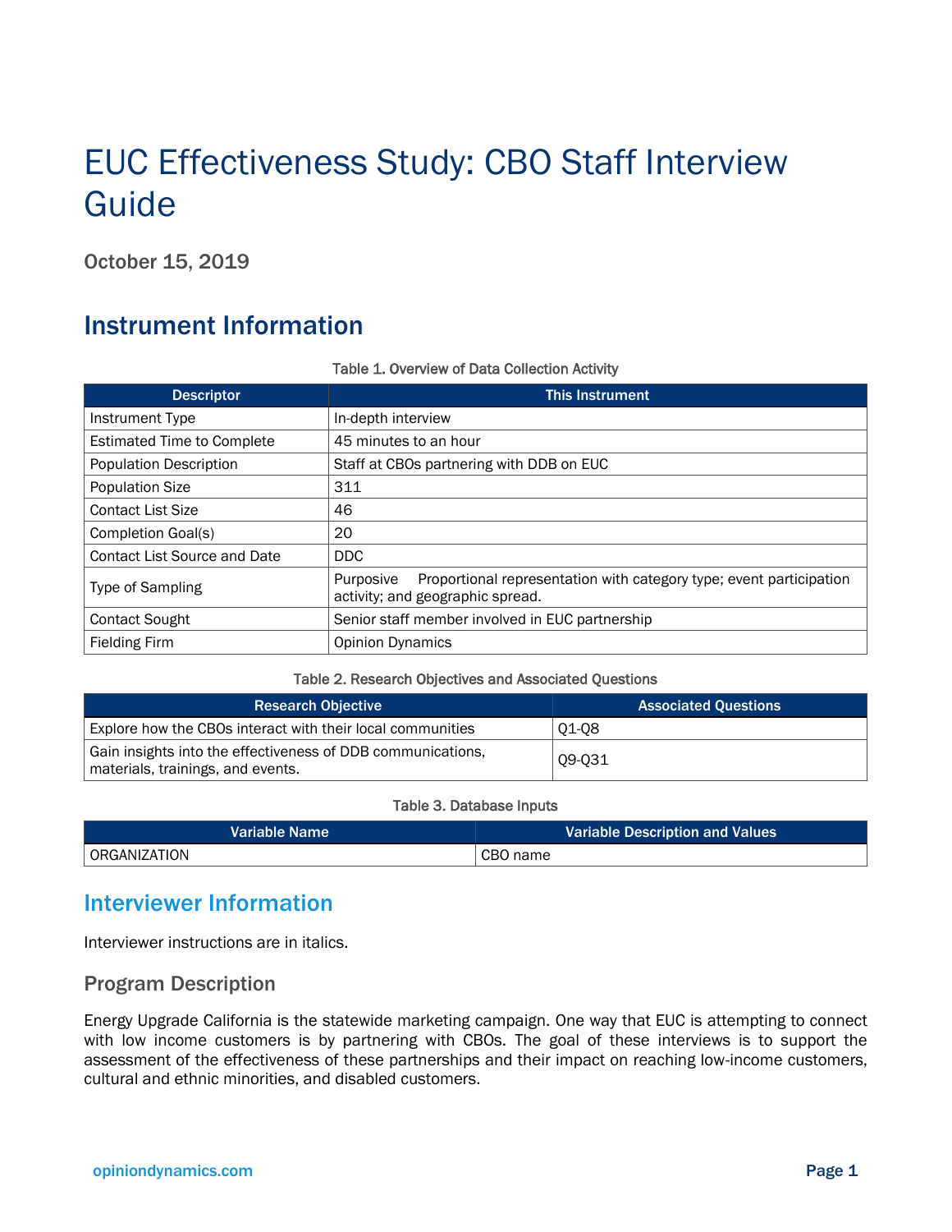# EUC Effectiveness Study: CBO Staff Interview Guide

October 15, 2019

## Instrument Information

Table 1. Overview of Data Collection Activity

| Descriptor | This Instrument |
|---|---|
| Instrument Type | In-depth interview |
| Estimated Time to Complete | 45 minutes to an hour |
| Population Description | Staff at CBOs partnering with DDB on EUC |
| Population Size | 311 |
| Contact List Size | 46 |
| Completion Goal(s) | 20 |
| Contact List Source and Date | DDC |
| Type of Sampling | Purposive Proportional representation with category type; event participation activity; and geographic spread. |
| Contact Sought | Senior staff member involved in EUC partnership |
| Fielding Firm | Opinion Dynamics |

Table 2. Research Objectives and Associated Questions

| Research Objective | Associated Questions |
|---|---|
| Explore how the CBOs interact with their local communities | Q1-Q8 |
| Gain insights into the effectiveness of DDB communications, materials, trainings, and events. | Q9-Q31 |

Table 3. Database Inputs

| Variable Name | Variable Description and Values |
|---|---|
| ORGANIZATION | CBO name |

## Interviewer Information

Interviewer instructions are in italics.

### Program Description

Energy Upgrade California is the statewide marketing campaign. One way that EUC is attempting to connect with low income customers is by partnering with CBOs. The goal of these interviews is to support the assessment of the effectiveness of these partnerships and their impact on reaching low-income customers, cultural and ethnic minorities, and disabled customers.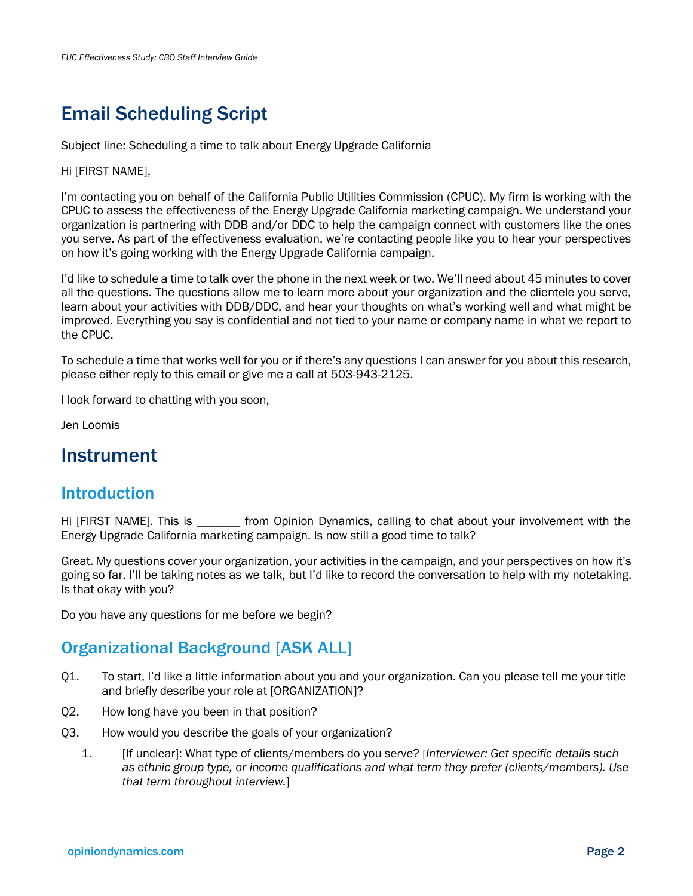# Email Scheduling Script

Subject line: Scheduling a time to talk about Energy Upgrade California

Hi [FIRST NAME],

I'm contacting you on behalf of the California Public Utilities Commission (CPUC). My firm is working with the CPUC to assess the effectiveness of the Energy Upgrade California marketing campaign. We understand your organization is partnering with DDB and/or DDC to help the campaign connect with customers like the ones you serve. As part of the effectiveness evaluation, we're contacting people like you to hear your perspectives on how it's going working with the Energy Upgrade California campaign.

I'd like to schedule a time to talk over the phone in the next week or two. We'll need about 45 minutes to cover all the questions. The questions allow me to learn more about your organization and the clientele you serve, learn about your activities with DDB/DDC, and hear your thoughts on what's working well and what might be improved. Everything you say is confidential and not tied to your name or company name in what we report to the CPUC.

To schedule a time that works well for you or if there's any questions I can answer for you about this research, please either reply to this email or give me a call at 503-943-2125.

I look forward to chatting with you soon,

Jen Loomis

# Instrument

## Introduction

Hi [FIRST NAME]. This is _______ from Opinion Dynamics, calling to chat about your involvement with the Energy Upgrade California marketing campaign. Is now still a good time to talk?

Great. My questions cover your organization, your activities in the campaign, and your perspectives on how it's going so far. I'll be taking notes as we talk, but I'd like to record the conversation to help with my notetaking. Is that okay with you?

Do you have any questions for me before we begin?

## Organizational Background [ASK ALL]

Q1. To start, I'd like a little information about you and your organization. Can you please tell me your title and briefly describe your role at [ORGANIZATION]?

Q2. How long have you been in that position?

Q3. How would you describe the goals of your organization?

1. [If unclear]: What type of clients/members do you serve? [*Interviewer: Get specific details such as ethnic group type, or income qualifications and what term they prefer (clients/members). Use that term throughout interview.*]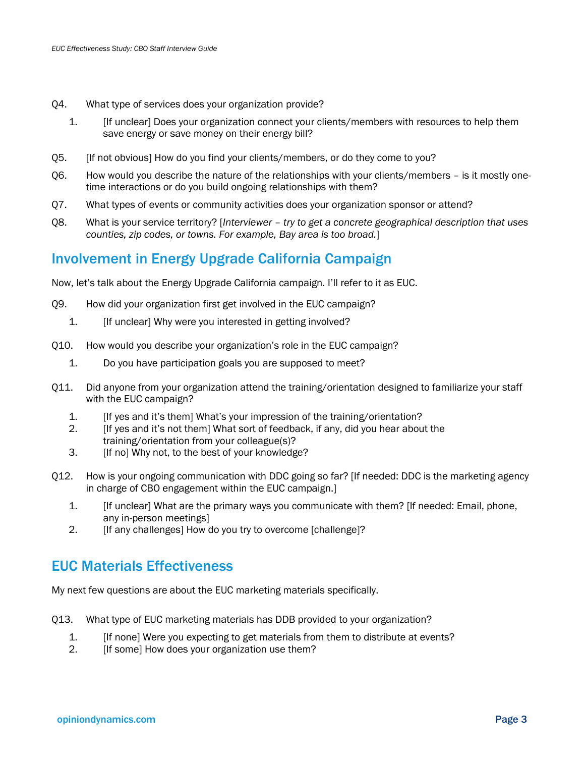Q4. What type of services does your organization provide?

1. [If unclear] Does your organization connect your clients/members with resources to help them save energy or save money on their energy bill?

Q5. [If not obvious] How do you find your clients/members, or do they come to you?

Q6. How would you describe the nature of the relationships with your clients/members – is it mostly one-time interactions or do you build ongoing relationships with them?

Q7. What types of events or community activities does your organization sponsor or attend?

Q8. What is your service territory? [*Interviewer – try to get a concrete geographical description that uses counties, zip codes, or towns. For example, Bay area is too broad.*]

## Involvement in Energy Upgrade California Campaign

Now, let's talk about the Energy Upgrade California campaign. I'll refer to it as EUC.

Q9. How did your organization first get involved in the EUC campaign?

1. [If unclear] Why were you interested in getting involved?

Q10. How would you describe your organization's role in the EUC campaign?

1. Do you have participation goals you are supposed to meet?

Q11. Did anyone from your organization attend the training/orientation designed to familiarize your staff with the EUC campaign?

1. [If yes and it's them] What's your impression of the training/orientation?
2. [If yes and it's not them] What sort of feedback, if any, did you hear about the training/orientation from your colleague(s)?
3. [If no] Why not, to the best of your knowledge?

Q12. How is your ongoing communication with DDC going so far? [If needed: DDC is the marketing agency in charge of CBO engagement within the EUC campaign.]

1. [If unclear] What are the primary ways you communicate with them? [If needed: Email, phone, any in-person meetings]
2. [If any challenges] How do you try to overcome [challenge]?

## EUC Materials Effectiveness

My next few questions are about the EUC marketing materials specifically.

Q13. What type of EUC marketing materials has DDB provided to your organization?

1. [If none] Were you expecting to get materials from them to distribute at events?
2. [If some] How does your organization use them?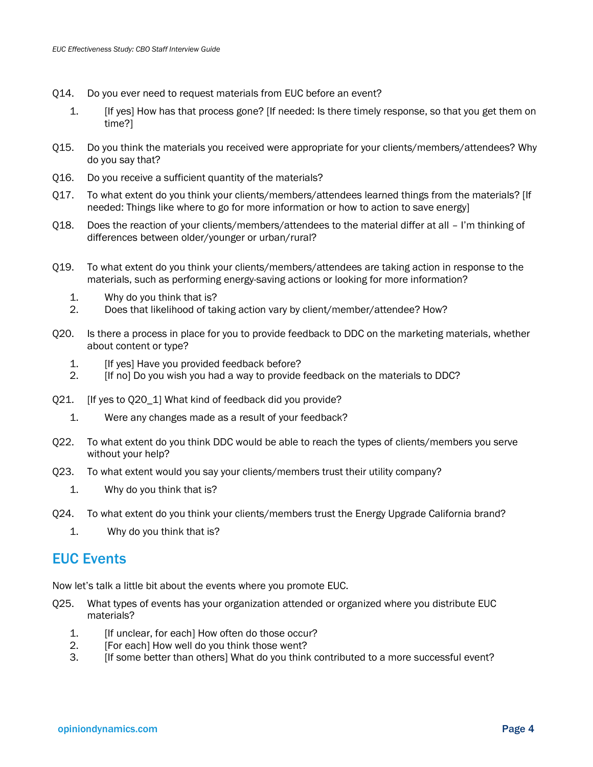Q14. Do you ever need to request materials from EUC before an event?

1. [If yes] How has that process gone? [If needed: Is there timely response, so that you get them on time?]

Q15. Do you think the materials you received were appropriate for your clients/members/attendees? Why do you say that?

Q16. Do you receive a sufficient quantity of the materials?

Q17. To what extent do you think your clients/members/attendees learned things from the materials? [If needed: Things like where to go for more information or how to action to save energy]

Q18. Does the reaction of your clients/members/attendees to the material differ at all – I'm thinking of differences between older/younger or urban/rural?

Q19. To what extent do you think your clients/members/attendees are taking action in response to the materials, such as performing energy-saving actions or looking for more information?

1. Why do you think that is?
2. Does that likelihood of taking action vary by client/member/attendee? How?

Q20. Is there a process in place for you to provide feedback to DDC on the marketing materials, whether about content or type?

1. [If yes] Have you provided feedback before?
2. [If no] Do you wish you had a way to provide feedback on the materials to DDC?

Q21. [If yes to Q20_1] What kind of feedback did you provide?

1. Were any changes made as a result of your feedback?

Q22. To what extent do you think DDC would be able to reach the types of clients/members you serve without your help?

Q23. To what extent would you say your clients/members trust their utility company?

1. Why do you think that is?

Q24. To what extent do you think your clients/members trust the Energy Upgrade California brand?

1. Why do you think that is?

## EUC Events

Now let's talk a little bit about the events where you promote EUC.

Q25. What types of events has your organization attended or organized where you distribute EUC materials?

1. [If unclear, for each] How often do those occur?
2. [For each] How well do you think those went?
3. [If some better than others] What do you think contributed to a more successful event?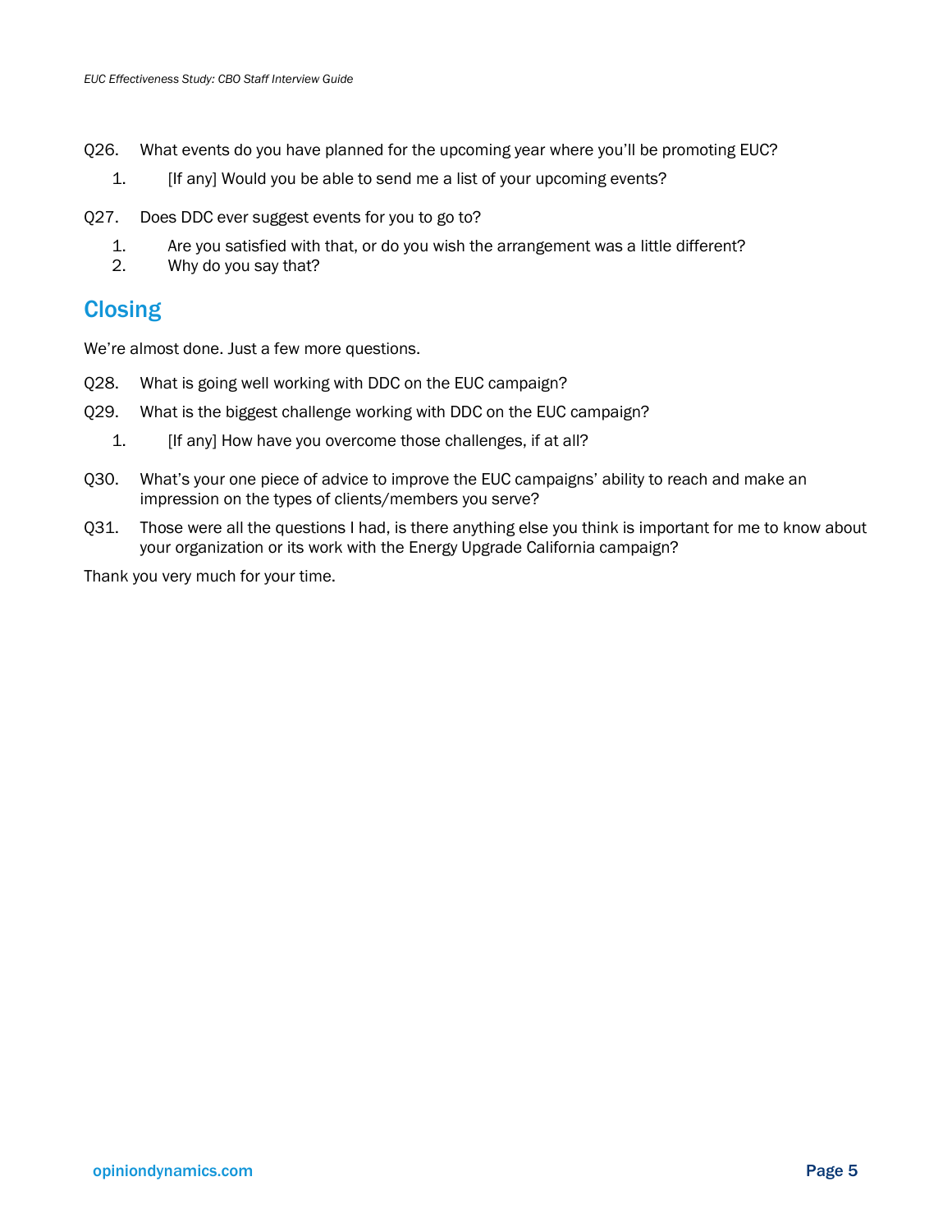Q26. What events do you have planned for the upcoming year where you'll be promoting EUC?

1. [If any] Would you be able to send me a list of your upcoming events?

Q27. Does DDC ever suggest events for you to go to?

1. Are you satisfied with that, or do you wish the arrangement was a little different?
2. Why do you say that?

## Closing

We're almost done. Just a few more questions.

Q28. What is going well working with DDC on the EUC campaign?

Q29. What is the biggest challenge working with DDC on the EUC campaign?

1. [If any] How have you overcome those challenges, if at all?

Q30. What's your one piece of advice to improve the EUC campaigns' ability to reach and make an impression on the types of clients/members you serve?

Q31. Those were all the questions I had, is there anything else you think is important for me to know about your organization or its work with the Energy Upgrade California campaign?

Thank you very much for your time.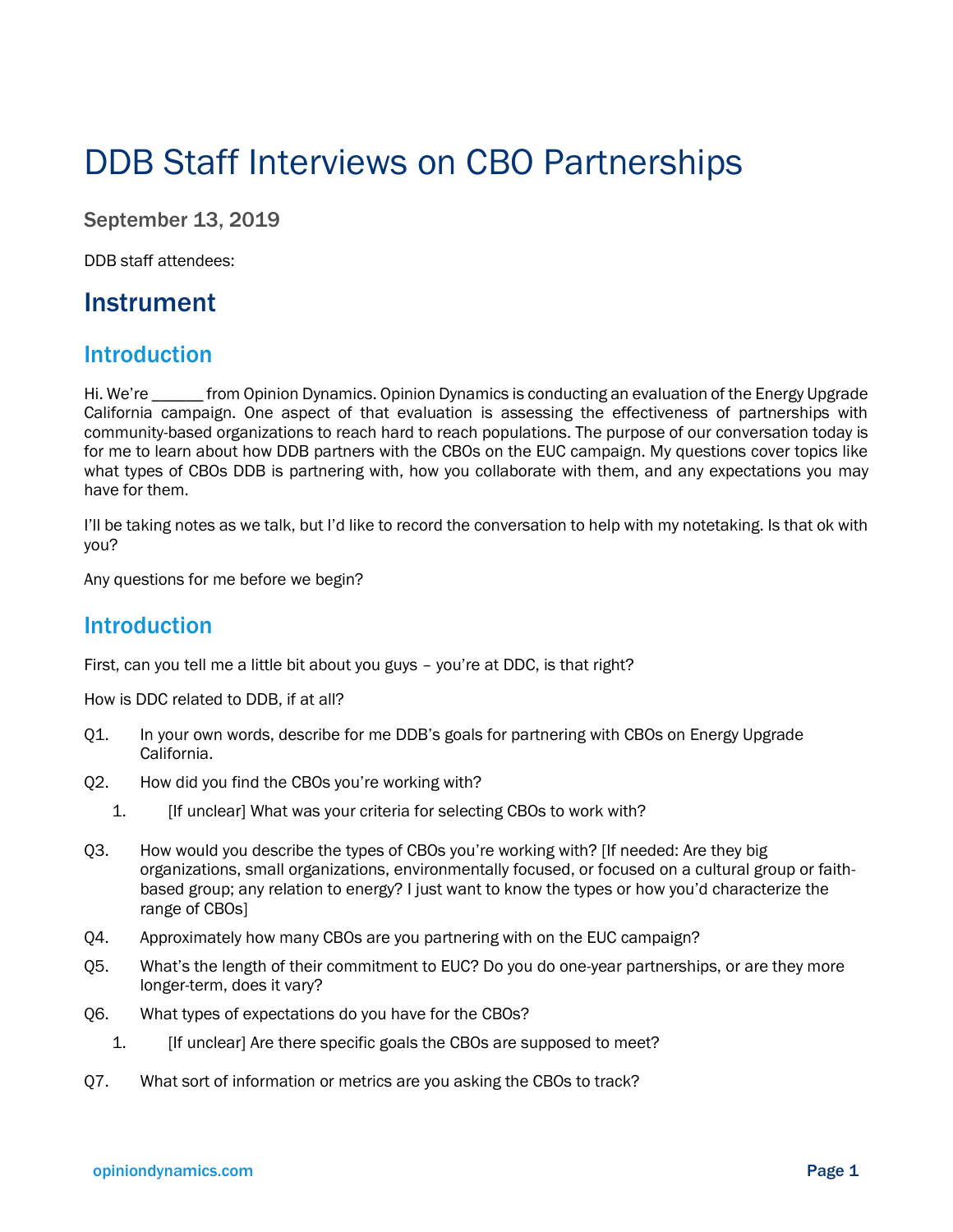# DDB Staff Interviews on CBO Partnerships

**September 13, 2019**

DDB staff attendees:

## Instrument

### Introduction

Hi. We're ______ from Opinion Dynamics. Opinion Dynamics is conducting an evaluation of the Energy Upgrade California campaign. One aspect of that evaluation is assessing the effectiveness of partnerships with community-based organizations to reach hard to reach populations. The purpose of our conversation today is for me to learn about how DDB partners with the CBOs on the EUC campaign. My questions cover topics like what types of CBOs DDB is partnering with, how you collaborate with them, and any expectations you may have for them.

I'll be taking notes as we talk, but I'd like to record the conversation to help with my notetaking. Is that ok with you?

Any questions for me before we begin?

### Introduction

First, can you tell me a little bit about you guys – you're at DDC, is that right?

How is DDC related to DDB, if at all?

Q1. In your own words, describe for me DDB's goals for partnering with CBOs on Energy Upgrade California.

Q2. How did you find the CBOs you're working with?

1. [If unclear] What was your criteria for selecting CBOs to work with?

Q3. How would you describe the types of CBOs you're working with? [If needed: Are they big organizations, small organizations, environmentally focused, or focused on a cultural group or faith-based group; any relation to energy? I just want to know the types or how you'd characterize the range of CBOs]

Q4. Approximately how many CBOs are you partnering with on the EUC campaign?

Q5. What's the length of their commitment to EUC? Do you do one-year partnerships, or are they more longer-term, does it vary?

Q6. What types of expectations do you have for the CBOs?

1. [If unclear] Are there specific goals the CBOs are supposed to meet?

Q7. What sort of information or metrics are you asking the CBOs to track?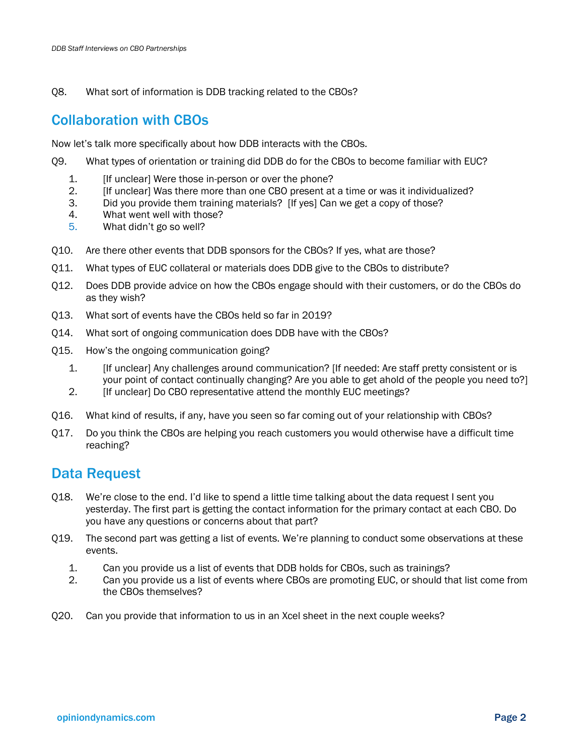Q8. What sort of information is DDB tracking related to the CBOs?

## Collaboration with CBOs

Now let's talk more specifically about how DDB interacts with the CBOs.

Q9. What types of orientation or training did DDB do for the CBOs to become familiar with EUC?

1. [If unclear] Were those in-person or over the phone?
2. [If unclear] Was there more than one CBO present at a time or was it individualized?
3. Did you provide them training materials? [If yes] Can we get a copy of those?
4. What went well with those?
5. What didn't go so well?

Q10. Are there other events that DDB sponsors for the CBOs? If yes, what are those?

Q11. What types of EUC collateral or materials does DDB give to the CBOs to distribute?

Q12. Does DDB provide advice on how the CBOs engage should with their customers, or do the CBOs do as they wish?

Q13. What sort of events have the CBOs held so far in 2019?

Q14. What sort of ongoing communication does DDB have with the CBOs?

Q15. How's the ongoing communication going?

1. [If unclear] Any challenges around communication? [If needed: Are staff pretty consistent or is your point of contact continually changing? Are you able to get ahold of the people you need to?]
2. [If unclear] Do CBO representative attend the monthly EUC meetings?

Q16. What kind of results, if any, have you seen so far coming out of your relationship with CBOs?

Q17. Do you think the CBOs are helping you reach customers you would otherwise have a difficult time reaching?

## Data Request

Q18. We're close to the end. I'd like to spend a little time talking about the data request I sent you yesterday. The first part is getting the contact information for the primary contact at each CBO. Do you have any questions or concerns about that part?

Q19. The second part was getting a list of events. We're planning to conduct some observations at these events.

1. Can you provide us a list of events that DDB holds for CBOs, such as trainings?
2. Can you provide us a list of events where CBOs are promoting EUC, or should that list come from the CBOs themselves?

Q20. Can you provide that information to us in an Xcel sheet in the next couple weeks?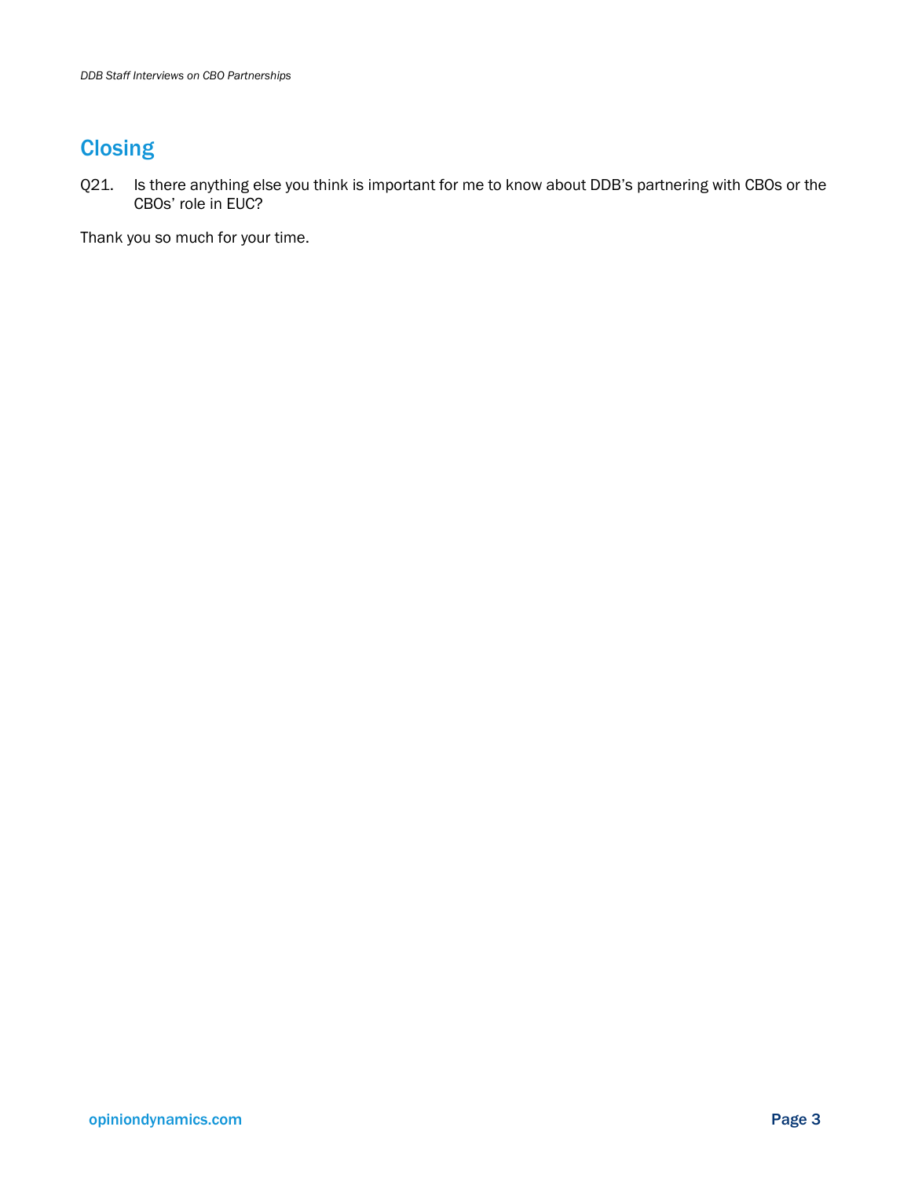## Closing

Q21. Is there anything else you think is important for me to know about DDB's partnering with CBOs or the CBOs' role in EUC?

Thank you so much for your time.